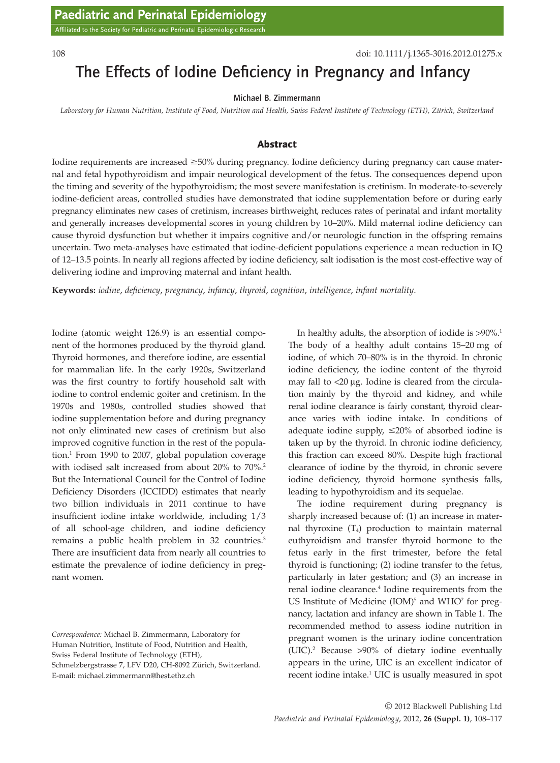# The Effects of Iodine Deficiency in Pregnancy and Infancy

**Michael B. Zimmermann**

*Laboratory for Human Nutrition, Institute of Food, Nutrition and Health, Swiss Federal Institute of Technology (ETH), Zürich, Switzerland*

## Abstract

Iodine requirements are increased ≥50% during pregnancy. Iodine deficiency during pregnancy can cause maternal and fetal hypothyroidism and impair neurological development of the fetus. The consequences depend upon the timing and severity of the hypothyroidism; the most severe manifestation is cretinism. In moderate-to-severely iodine-deficient areas, controlled studies have demonstrated that iodine supplementation before or during early pregnancy eliminates new cases of cretinism, increases birthweight, reduces rates of perinatal and infant mortality and generally increases developmental scores in young children by 10–20%. Mild maternal iodine deficiency can cause thyroid dysfunction but whether it impairs cognitive and/or neurologic function in the offspring remains uncertain. Two meta-analyses have estimated that iodine-deficient populations experience a mean reduction in IQ of 12–13.5 points. In nearly all regions affected by iodine deficiency, salt iodisation is the most cost-effective way of delivering iodine and improving maternal and infant health.

**Keywords:** *iodine*, *deficiency*, *pregnancy*, *infancy*, *thyroid*, *cognition*, *intelligence*, *infant mortality*.

Iodine (atomic weight 126.9) is an essential component of the hormones produced by the thyroid gland. Thyroid hormones, and therefore iodine, are essential for mammalian life. In the early 1920s, Switzerland was the first country to fortify household salt with iodine to control endemic goiter and cretinism. In the 1970s and 1980s, controlled studies showed that iodine supplementation before and during pregnancy not only eliminated new cases of cretinism but also improved cognitive function in the rest of the population.[1] From 1990 to 2007, global population coverage with iodised salt increased from about 20% to 70%.[2] But the International Council for the Control of Iodine Deficiency Disorders (ICCIDD) estimates that nearly two billion individuals in 2011 continue to have insufficient iodine intake worldwide, including 1/3 of all school-age children, and iodine deficiency remains a public health problem in 32 countries.[3] There are insufficient data from nearly all countries to estimate the prevalence of iodine deficiency in pregnant women.

In healthy adults, the absorption of iodide is >90%.[1] The body of a healthy adult contains 15–20 mg of iodine, of which 70–80% is in the thyroid. In chronic iodine deficiency, the iodine content of the thyroid may fall to <20 μg. Iodine is cleared from the circulation mainly by the thyroid and kidney, and while renal iodine clearance is fairly constant, thyroid clearance varies with iodine intake. In conditions of adequate iodine supply, ≤20% of absorbed iodine is taken up by the thyroid. In chronic iodine deficiency, this fraction can exceed 80%. Despite high fractional clearance of iodine by the thyroid, in chronic severe iodine deficiency, thyroid hormone synthesis falls, leading to hypothyroidism and its sequelae.

The iodine requirement during pregnancy is sharply increased because of: (1) an increase in maternal thyroxine ($T_4$) production to maintain maternal euthyroidism and transfer thyroid hormone to the fetus early in the first trimester, before the fetal thyroid is functioning; (2) iodine transfer to the fetus, particularly in later gestation; and (3) an increase in renal iodine clearance.[4] Iodine requirements from the US Institute of Medicine (IOM)[5] and WHO[2] for pregnancy, lactation and infancy are shown in Table 1. The recommended method to assess iodine nutrition in pregnant women is the urinary iodine concentration (UIC).[2] Because >90% of dietary iodine eventually appears in the urine, UIC is an excellent indicator of recent iodine intake.[1] UIC is usually measured in spot

*Correspondence:* Michael B. Zimmermann, Laboratory for Human Nutrition, Institute of Food, Nutrition and Health, Swiss Federal Institute of Technology (ETH), Schmelzbergstrasse 7, LFV D20, CH-8092 Zürich, Switzerland. E-mail: michael.zimmermann@hest.ethz.ch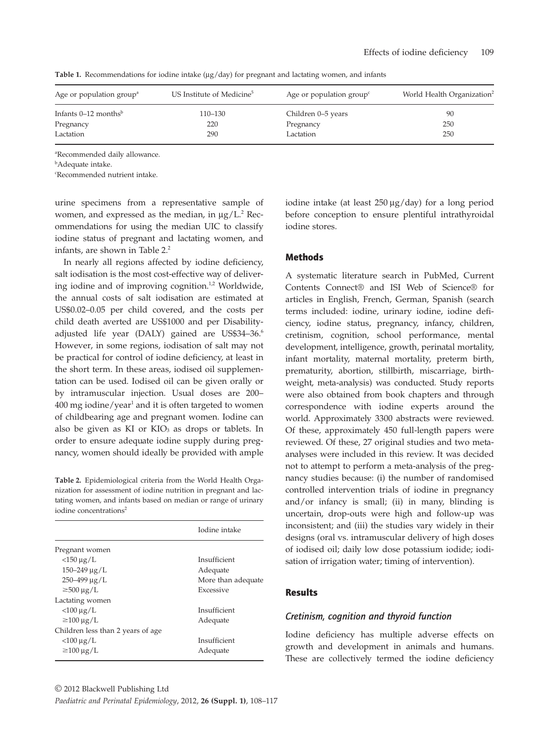**Table 1.** Recommendations for iodine intake (μg/day) for pregnant and lactating women, and infants

| Age or population group[a] | US Institute of Medicine[5] | Age or population group[c] | World Health Organization[2] |
|---|---|---|---|
| Infants 0–12 months[b] | 110–130 | Children 0–5 years | 90 |
| Pregnancy | 220 | Pregnancy | 250 |
| Lactation | 290 | Lactation | 250 |

[a]Recommended daily allowance.
[b]Adequate intake.
[c]Recommended nutrient intake.

urine specimens from a representative sample of women, and expressed as the median, in μg/L.[2] Recommendations for using the median UIC to classify iodine status of pregnant and lactating women, and infants, are shown in Table 2.[2]

In nearly all regions affected by iodine deficiency, salt iodisation is the most cost-effective way of delivering iodine and of improving cognition.[1,2] Worldwide, the annual costs of salt iodisation are estimated at US$0.02–0.05 per child covered, and the costs per child death averted are US$1000 and per Disability-adjusted life year (DALY) gained are US$34–36.[6] However, in some regions, iodisation of salt may not be practical for control of iodine deficiency, at least in the short term. In these areas, iodised oil supplementation can be used. Iodised oil can be given orally or by intramuscular injection. Usual doses are 200–400 mg iodine/year[1] and it is often targeted to women of childbearing age and pregnant women. Iodine can also be given as KI or $KIO_3$ as drops or tablets. In order to ensure adequate iodine supply during pregnancy, women should ideally be provided with ample iodine intake (at least 250 μg/day) for a long period before conception to ensure plentiful intrathyroidal iodine stores.

**Table 2.** Epidemiological criteria from the World Health Organization for assessment of iodine nutrition in pregnant and lactating women, and infants based on median or range of urinary iodine concentrations[2]

| | Iodine intake |
|---|---|
| Pregnant women | |
| <150 μg/L | Insufficient |
| 150–249 μg/L | Adequate |
| 250–499 μg/L | More than adequate |
| ≥500 μg/L | Excessive |
| Lactating women | |
| <100 μg/L | Insufficient |
| ≥100 μg/L | Adequate |
| Children less than 2 years of age | |
| <100 μg/L | Insufficient |
| ≥100 μg/L | Adequate |

## Methods

A systematic literature search in PubMed, Current Contents Connect® and ISI Web of Science® for articles in English, French, German, Spanish (search terms included: iodine, urinary iodine, iodine deficiency, iodine status, pregnancy, infancy, children, cretinism, cognition, school performance, mental development, intelligence, growth, perinatal mortality, infant mortality, maternal mortality, preterm birth, prematurity, abortion, stillbirth, miscarriage, birthweight, meta-analysis) was conducted. Study reports were also obtained from book chapters and through correspondence with iodine experts around the world. Approximately 3300 abstracts were reviewed. Of these, approximately 450 full-length papers were reviewed. Of these, 27 original studies and two meta-analyses were included in this review. It was decided not to attempt to perform a meta-analysis of the pregnancy studies because: (i) the number of randomised controlled intervention trials of iodine in pregnancy and/or infancy is small; (ii) in many, blinding is uncertain, drop-outs were high and follow-up was inconsistent; and (iii) the studies vary widely in their designs (oral vs. intramuscular delivery of high doses of iodised oil; daily low dose potassium iodide; iodisation of irrigation water; timing of intervention).

## Results

### *Cretinism, cognition and thyroid function*

Iodine deficiency has multiple adverse effects on growth and development in animals and humans. These are collectively termed the iodine deficiency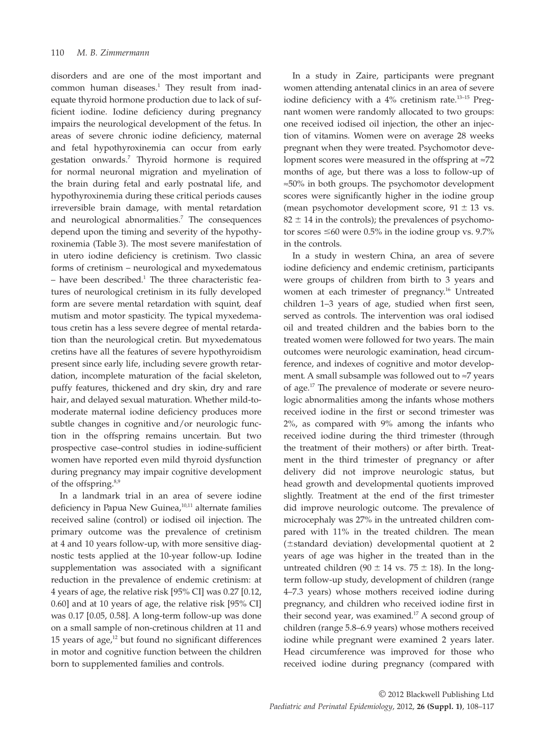disorders and are one of the most important and common human diseases.[1] They result from inadequate thyroid hormone production due to lack of sufficient iodine. Iodine deficiency during pregnancy impairs the neurological development of the fetus. In areas of severe chronic iodine deficiency, maternal and fetal hypothyroxinemia can occur from early gestation onwards.[7] Thyroid hormone is required for normal neuronal migration and myelination of the brain during fetal and early postnatal life, and hypothyroxinemia during these critical periods causes irreversible brain damage, with mental retardation and neurological abnormalities.[7] The consequences depend upon the timing and severity of the hypothyroxinemia (Table 3). The most severe manifestation of in utero iodine deficiency is cretinism. Two classic forms of cretinism – neurological and myxedematous – have been described.[1] The three characteristic features of neurological cretinism in its fully developed form are severe mental retardation with squint, deaf mutism and motor spasticity. The typical myxedematous cretin has a less severe degree of mental retardation than the neurological cretin. But myxedematous cretins have all the features of severe hypothyroidism present since early life, including severe growth retardation, incomplete maturation of the facial skeleton, puffy features, thickened and dry skin, dry and rare hair, and delayed sexual maturation. Whether mild-to-moderate maternal iodine deficiency produces more subtle changes in cognitive and/or neurologic function in the offspring remains uncertain. But two prospective case–control studies in iodine-sufficient women have reported even mild thyroid dysfunction during pregnancy may impair cognitive development of the offspring.[8,9]

In a landmark trial in an area of severe iodine deficiency in Papua New Guinea,[10,11] alternate families received saline (control) or iodised oil injection. The primary outcome was the prevalence of cretinism at 4 and 10 years follow-up, with more sensitive diagnostic tests applied at the 10-year follow-up. Iodine supplementation was associated with a significant reduction in the prevalence of endemic cretinism: at 4 years of age, the relative risk [95% CI] was 0.27 [0.12, 0.60] and at 10 years of age, the relative risk [95% CI] was 0.17 [0.05, 0.58]. A long-term follow-up was done on a small sample of non-cretinous children at 11 and 15 years of age,[12] but found no significant differences in motor and cognitive function between the children born to supplemented families and controls.

In a study in Zaire, participants were pregnant women attending antenatal clinics in an area of severe iodine deficiency with a 4% cretinism rate.[13–15] Pregnant women were randomly allocated to two groups: one received iodised oil injection, the other an injection of vitamins. Women were on average 28 weeks pregnant when they were treated. Psychomotor development scores were measured in the offspring at ≈72 months of age, but there was a loss to follow-up of ≈50% in both groups. The psychomotor development scores were significantly higher in the iodine group (mean psychomotor development score, $91 \pm 13$ vs. $82 \pm 14$ in the controls); the prevalences of psychomotor scores $\leq 60$ were 0.5% in the iodine group vs. 9.7% in the controls.

In a study in western China, an area of severe iodine deficiency and endemic cretinism, participants were groups of children from birth to 3 years and women at each trimester of pregnancy.[16] Untreated children 1–3 years of age, studied when first seen, served as controls. The intervention was oral iodised oil and treated children and the babies born to the treated women were followed for two years. The main outcomes were neurologic examination, head circumference, and indexes of cognitive and motor development. A small subsample was followed out to ≈7 years of age.[17] The prevalence of moderate or severe neurologic abnormalities among the infants whose mothers received iodine in the first or second trimester was 2%, as compared with 9% among the infants who received iodine during the third trimester (through the treatment of their mothers) or after birth. Treatment in the third trimester of pregnancy or after delivery did not improve neurologic status, but head growth and developmental quotients improved slightly. Treatment at the end of the first trimester did improve neurologic outcome. The prevalence of microcephaly was 27% in the untreated children compared with 11% in the treated children. The mean (±standard deviation) developmental quotient at 2 years of age was higher in the treated than in the untreated children ($90 \pm 14$ vs. $75 \pm 18$). In the long-term follow-up study, development of children (range 4–7.3 years) whose mothers received iodine during pregnancy, and children who received iodine first in their second year, was examined.[17] A second group of children (range 5.8–6.9 years) whose mothers received iodine while pregnant were examined 2 years later. Head circumference was improved for those who received iodine during pregnancy (compared with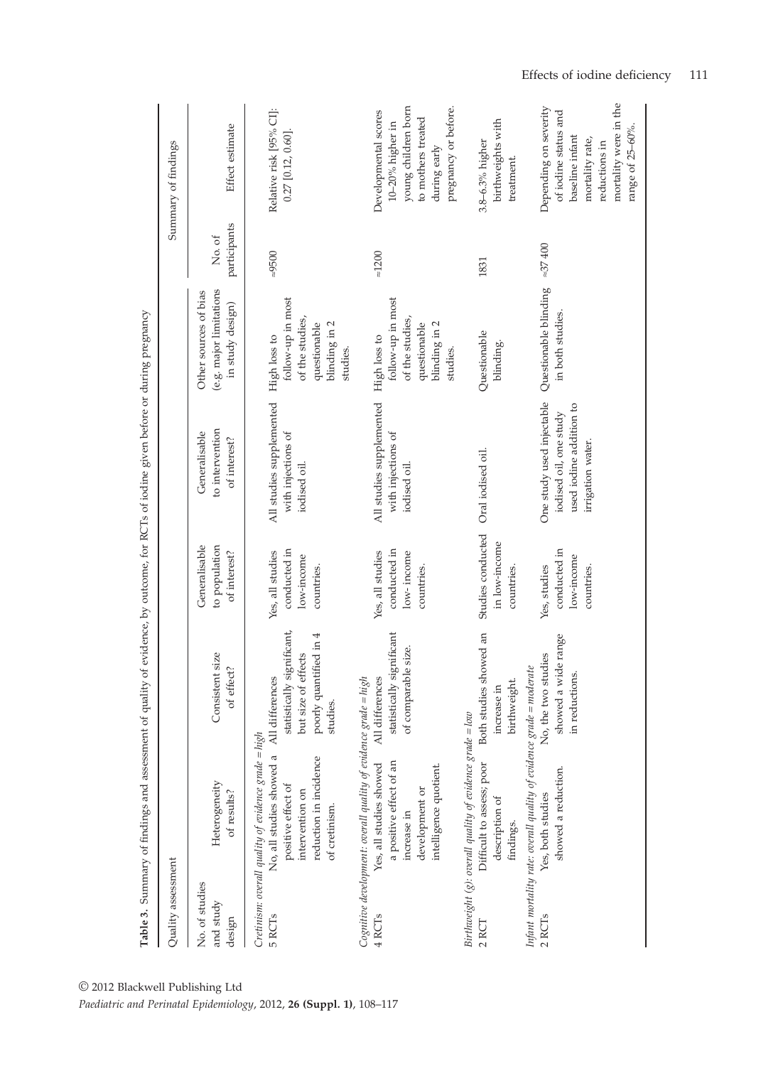**Table 3.** Summary of findings and assessment of quality of evidence, by outcome, for RCTs of iodine given before or during pregnancy

| Quality assessment | | | | | | Summary of findings | |
|---|---|---|---|---|---|---|---|
| No. of studies and study design | Heterogeneity of results? | Consistent size of effect? | Generalisable to population of interest? | Generalisable to intervention of interest? | Other sources of bias (e.g. major limitations in study design) | No. of participants | Effect estimate |
| *Cretinism: overall quality of evidence grade = high* | | | | | | | |
| 5 RCTs | No, all studies showed a positive effect of intervention on reduction in incidence of cretinism. | All differences statistically significant, but size of effects poorly quantified in 4 studies. | Yes, all studies conducted in low-income countries. | All studies supplemented with injections of iodised oil. | High loss to follow-up in most of the studies, questionable blinding in 2 studies. | ≈9500 | Relative risk [95% CI]: 0.27 [0.12, 0.60]. |
| *Cognitive development: overall quality of evidence grade = high* | | | | | | | |
| 4 RCTs | Yes, all studies showed a positive effect of an increase in development or intelligence quotient. | All differences statistically significant of comparable size. | Yes, all studies conducted in low-income countries. | All studies supplemented with injections of iodised oil. | High loss to follow-up in most of the studies, questionable blinding in 2 studies. | ≈1200 | Developmental scores 10–20% higher in young children born to mothers treated during early pregnancy or before. |
| *Birthweight (g): overall quality of evidence grade = low* | | | | | | | |
| 2 RCT | Difficult to assess; poor description of findings. | Both studies showed an increase in birthweight. | Studies conducted in low-income countries. | Oral iodised oil. | Questionable blinding. | 1831 | 3.8–6.3% higher birthweights with treatment. |
| *Infant mortality rate: overall quality of evidence grade = moderate* | | | | | | | |
| 2 RCTs | Yes, both studies showed a reduction. | No, the two studies showed a wide range in reductions. | Yes, studies conducted in low-income countries. | One study used injectable iodised oil, one study used iodine addition to irrigation water. | Questionable blinding in both studies. | ≈37 400 | Depending on severity of iodine status and baseline infant mortality rate, reductions in mortality were in the range of 25–60%. |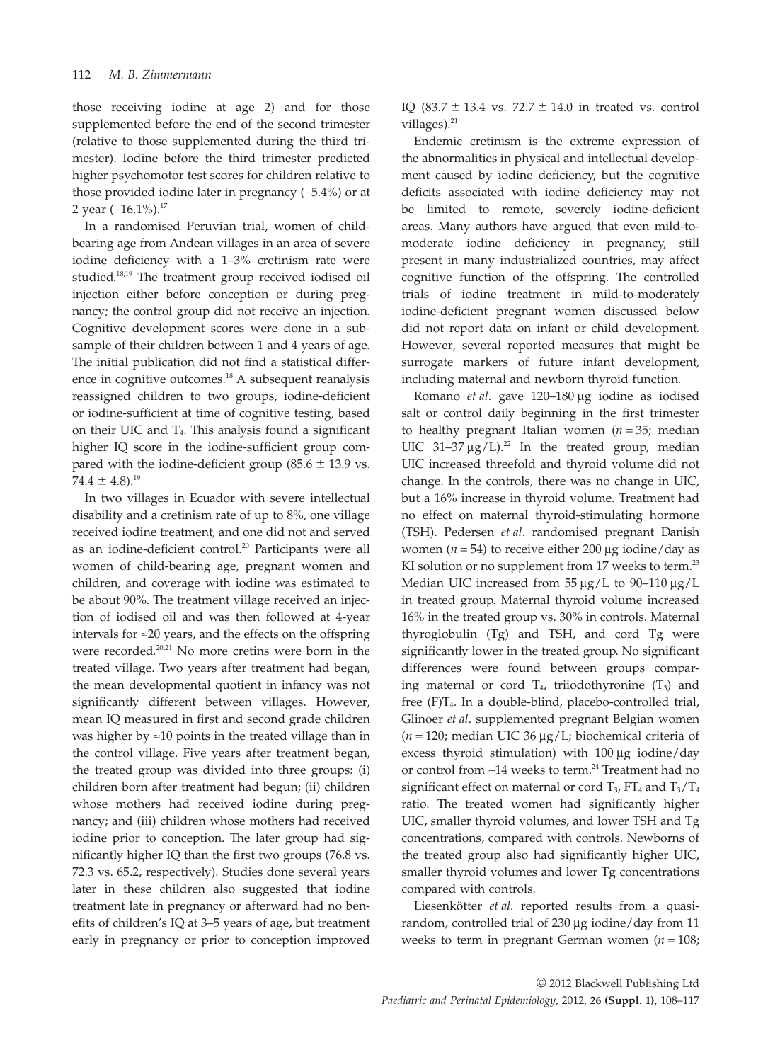those receiving iodine at age 2) and for those supplemented before the end of the second trimester (relative to those supplemented during the third trimester). Iodine before the third trimester predicted higher psychomotor test scores for children relative to those provided iodine later in pregnancy (–5.4%) or at 2 year (–16.1%).[17]

In a randomised Peruvian trial, women of child-bearing age from Andean villages in an area of severe iodine deficiency with a 1–3% cretinism rate were studied.[18,19] The treatment group received iodised oil injection either before conception or during pregnancy; the control group did not receive an injection. Cognitive development scores were done in a subsample of their children between 1 and 4 years of age. The initial publication did not find a statistical difference in cognitive outcomes.[18] A subsequent reanalysis reassigned children to two groups, iodine-deficient or iodine-sufficient at time of cognitive testing, based on their UIC and $T_4$. This analysis found a significant higher IQ score in the iodine-sufficient group compared with the iodine-deficient group ($85.6 \pm 13.9$ vs. $74.4 \pm 4.8$).[19]

In two villages in Ecuador with severe intellectual disability and a cretinism rate of up to 8%, one village received iodine treatment, and one did not and served as an iodine-deficient control.[20] Participants were all women of child-bearing age, pregnant women and children, and coverage with iodine was estimated to be about 90%. The treatment village received an injection of iodised oil and was then followed at 4-year intervals for ≈20 years, and the effects on the offspring were recorded.[20,21] No more cretins were born in the treated village. Two years after treatment had began, the mean developmental quotient in infancy was not significantly different between villages. However, mean IQ measured in first and second grade children was higher by ≈10 points in the treated village than in the control village. Five years after treatment began, the treated group was divided into three groups: (i) children born after treatment had begun; (ii) children whose mothers had received iodine during pregnancy; and (iii) children whose mothers had received iodine prior to conception. The later group had significantly higher IQ than the first two groups (76.8 vs. 72.3 vs. 65.2, respectively). Studies done several years later in these children also suggested that iodine treatment late in pregnancy or afterward had no benefits of children's IQ at 3–5 years of age, but treatment early in pregnancy or prior to conception improved IQ ($83.7 \pm 13.4$ vs. $72.7 \pm 14.0$ in treated vs. control villages).[21]

Endemic cretinism is the extreme expression of the abnormalities in physical and intellectual development caused by iodine deficiency, but the cognitive deficits associated with iodine deficiency may not be limited to remote, severely iodine-deficient areas. Many authors have argued that even mild-to-moderate iodine deficiency in pregnancy, still present in many industrialized countries, may affect cognitive function of the offspring. The controlled trials of iodine treatment in mild-to-moderately iodine-deficient pregnant women discussed below did not report data on infant or child development. However, several reported measures that might be surrogate markers of future infant development, including maternal and newborn thyroid function.

Romano *et al*. gave 120–180 μg iodine as iodised salt or control daily beginning in the first trimester to healthy pregnant Italian women ($n = 35$; median UIC 31–37 μg/L).[22] In the treated group, median UIC increased threefold and thyroid volume did not change. In the controls, there was no change in UIC, but a 16% increase in thyroid volume. Treatment had no effect on maternal thyroid-stimulating hormone (TSH). Pedersen *et al*. randomised pregnant Danish women ($n = 54$) to receive either 200 μg iodine/day as KI solution or no supplement from 17 weeks to term.[23] Median UIC increased from 55 μg/L to 90–110 μg/L in treated group. Maternal thyroid volume increased 16% in the treated group vs. 30% in controls. Maternal thyroglobulin (Tg) and TSH, and cord Tg were significantly lower in the treated group. No significant differences were found between groups comparing maternal or cord $T_4$, triiodothyronine ($T_3$) and free (F)$T_4$. In a double-blind, placebo-controlled trial, Glinoer *et al*. supplemented pregnant Belgian women ($n = 120$; median UIC 36 μg/L; biochemical criteria of excess thyroid stimulation) with 100 μg iodine/day or control from ~14 weeks to term.[24] Treatment had no significant effect on maternal or cord $T_3$, $FT_4$ and $T_3/T_4$ ratio. The treated women had significantly higher UIC, smaller thyroid volumes, and lower TSH and Tg concentrations, compared with controls. Newborns of the treated group also had significantly higher UIC, smaller thyroid volumes and lower Tg concentrations compared with controls.

Liesenkötter *et al*. reported results from a quasi-random, controlled trial of 230 μg iodine/day from 11 weeks to term in pregnant German women ($n = 108$;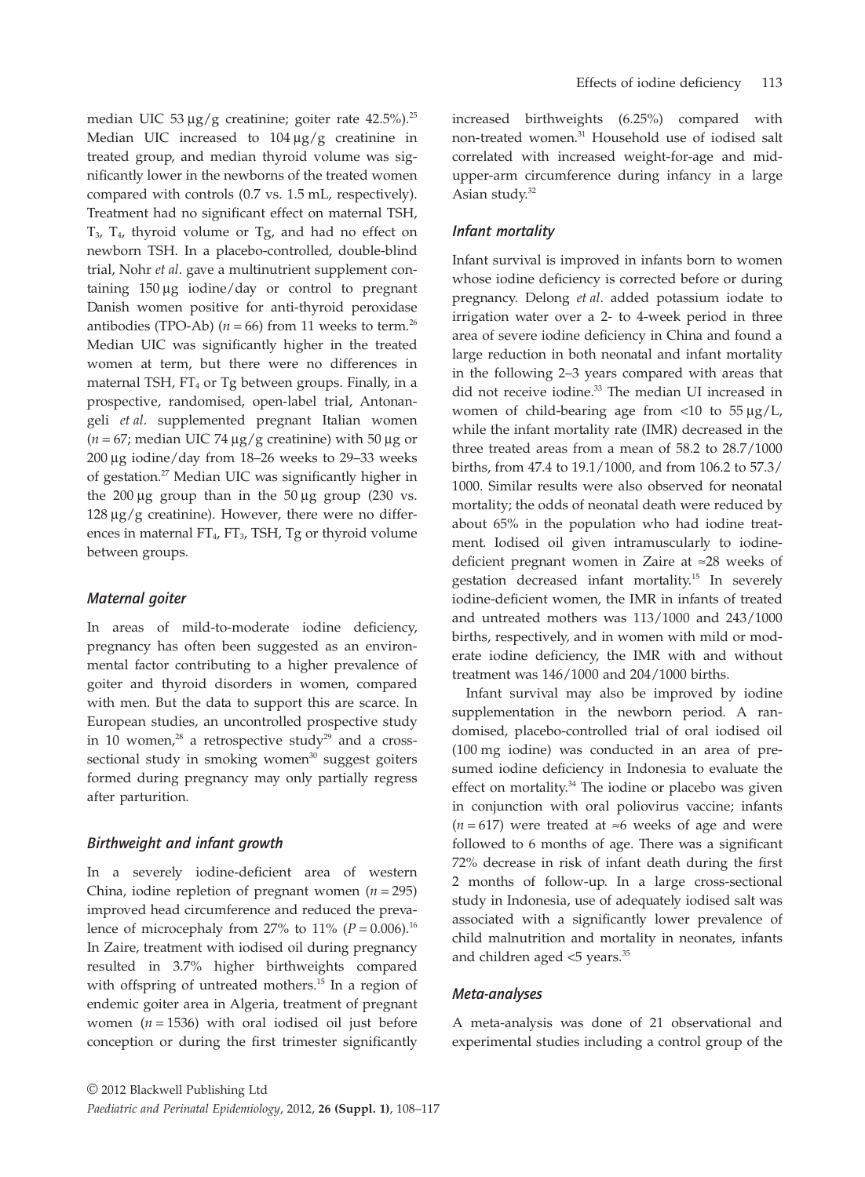median UIC 53 µg/g creatinine; goiter rate 42.5%).[25] Median UIC increased to 104 µg/g creatinine in treated group, and median thyroid volume was significantly lower in the newborns of the treated women compared with controls (0.7 vs. 1.5 mL, respectively). Treatment had no significant effect on maternal TSH, $T_3$, $T_4$, thyroid volume or Tg, and had no effect on newborn TSH. In a placebo-controlled, double-blind trial, Nohr *et al*. gave a multinutrient supplement containing 150 µg iodine/day or control to pregnant Danish women positive for anti-thyroid peroxidase antibodies (TPO-Ab) ($n = 66$) from 11 weeks to term.[26] Median UIC was significantly higher in the treated women at term, but there were no differences in maternal TSH, $FT_4$ or Tg between groups. Finally, in a prospective, randomised, open-label trial, Antonangeli *et al*. supplemented pregnant Italian women ($n = 67$; median UIC 74 µg/g creatinine) with 50 µg or 200 µg iodine/day from 18–26 weeks to 29–33 weeks of gestation.[27] Median UIC was significantly higher in the 200 µg group than in the 50 µg group (230 vs. 128 µg/g creatinine). However, there were no differences in maternal $FT_4$, $FT_3$, TSH, Tg or thyroid volume between groups.

### Maternal goiter

In areas of mild-to-moderate iodine deficiency, pregnancy has often been suggested as an environmental factor contributing to a higher prevalence of goiter and thyroid disorders in women, compared with men. But the data to support this are scarce. In European studies, an uncontrolled prospective study in 10 women,[28] a retrospective study[29] and a cross-sectional study in smoking women[30] suggest goiters formed during pregnancy may only partially regress after parturition.

### Birthweight and infant growth

In a severely iodine-deficient area of western China, iodine repletion of pregnant women ($n = 295$) improved head circumference and reduced the prevalence of microcephaly from 27% to 11% ($P = 0.006$).[16] In Zaire, treatment with iodised oil during pregnancy resulted in 3.7% higher birthweights compared with offspring of untreated mothers.[15] In a region of endemic goiter area in Algeria, treatment of pregnant women ($n = 1536$) with oral iodised oil just before conception or during the first trimester significantly increased birthweights (6.25%) compared with non-treated women.[31] Household use of iodised salt correlated with increased weight-for-age and mid-upper-arm circumference during infancy in a large Asian study.[32]

### Infant mortality

Infant survival is improved in infants born to women whose iodine deficiency is corrected before or during pregnancy. Delong *et al*. added potassium iodate to irrigation water over a 2- to 4-week period in three area of severe iodine deficiency in China and found a large reduction in both neonatal and infant mortality in the following 2–3 years compared with areas that did not receive iodine.[33] The median UI increased in women of child-bearing age from <10 to 55 µg/L, while the infant mortality rate (IMR) decreased in the three treated areas from a mean of 58.2 to 28.7/1000 births, from 47.4 to 19.1/1000, and from 106.2 to 57.3/1000. Similar results were also observed for neonatal mortality; the odds of neonatal death were reduced by about 65% in the population who had iodine treatment. Iodised oil given intramuscularly to iodine-deficient pregnant women in Zaire at ≈28 weeks of gestation decreased infant mortality.[15] In severely iodine-deficient women, the IMR in infants of treated and untreated mothers was 113/1000 and 243/1000 births, respectively, and in women with mild or moderate iodine deficiency, the IMR with and without treatment was 146/1000 and 204/1000 births.

Infant survival may also be improved by iodine supplementation in the newborn period. A randomised, placebo-controlled trial of oral iodised oil (100 mg iodine) was conducted in an area of presumed iodine deficiency in Indonesia to evaluate the effect on mortality.[34] The iodine or placebo was given in conjunction with oral poliovirus vaccine; infants ($n = 617$) were treated at ≈6 weeks of age and were followed to 6 months of age. There was a significant 72% decrease in risk of infant death during the first 2 months of follow-up. In a large cross-sectional study in Indonesia, use of adequately iodised salt was associated with a significantly lower prevalence of child malnutrition and mortality in neonates, infants and children aged <5 years.[35]

### Meta-analyses

A meta-analysis was done of 21 observational and experimental studies including a control group of the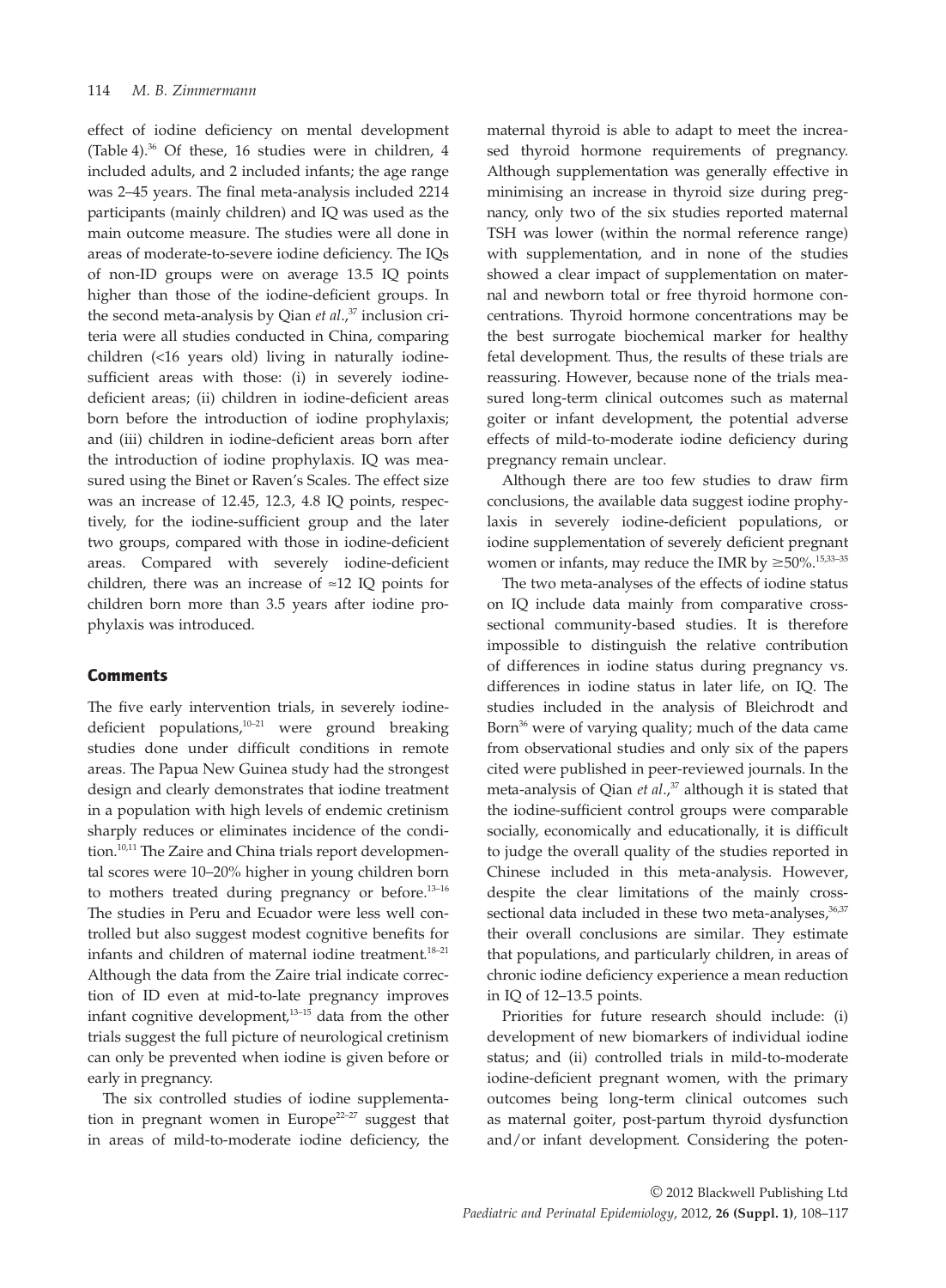effect of iodine deficiency on mental development (Table 4).[36] Of these, 16 studies were in children, 4 included adults, and 2 included infants; the age range was 2–45 years. The final meta-analysis included 2214 participants (mainly children) and IQ was used as the main outcome measure. The studies were all done in areas of moderate-to-severe iodine deficiency. The IQs of non-ID groups were on average 13.5 IQ points higher than those of the iodine-deficient groups. In the second meta-analysis by Qian *et al.*,[37] inclusion criteria were all studies conducted in China, comparing children (<16 years old) living in naturally iodine-sufficient areas with those: (i) in severely iodine-deficient areas; (ii) children in iodine-deficient areas born before the introduction of iodine prophylaxis; and (iii) children in iodine-deficient areas born after the introduction of iodine prophylaxis. IQ was measured using the Binet or Raven's Scales. The effect size was an increase of 12.45, 12.3, 4.8 IQ points, respectively, for the iodine-sufficient group and the later two groups, compared with those in iodine-deficient areas. Compared with severely iodine-deficient children, there was an increase of ≈12 IQ points for children born more than 3.5 years after iodine prophylaxis was introduced.

## Comments

The five early intervention trials, in severely iodine-deficient populations,[10–21] were ground breaking studies done under difficult conditions in remote areas. The Papua New Guinea study had the strongest design and clearly demonstrates that iodine treatment in a population with high levels of endemic cretinism sharply reduces or eliminates incidence of the condition.[10,11] The Zaire and China trials report developmental scores were 10–20% higher in young children born to mothers treated during pregnancy or before.[13–16] The studies in Peru and Ecuador were less well controlled but also suggest modest cognitive benefits for infants and children of maternal iodine treatment.[18–21] Although the data from the Zaire trial indicate correction of ID even at mid-to-late pregnancy improves infant cognitive development,[13–15] data from the other trials suggest the full picture of neurological cretinism can only be prevented when iodine is given before or early in pregnancy.

The six controlled studies of iodine supplementation in pregnant women in Europe[22–27] suggest that in areas of mild-to-moderate iodine deficiency, the maternal thyroid is able to adapt to meet the increased thyroid hormone requirements of pregnancy. Although supplementation was generally effective in minimising an increase in thyroid size during pregnancy, only two of the six studies reported maternal TSH was lower (within the normal reference range) with supplementation, and in none of the studies showed a clear impact of supplementation on maternal and newborn total or free thyroid hormone concentrations. Thyroid hormone concentrations may be the best surrogate biochemical marker for healthy fetal development. Thus, the results of these trials are reassuring. However, because none of the trials measured long-term clinical outcomes such as maternal goiter or infant development, the potential adverse effects of mild-to-moderate iodine deficiency during pregnancy remain unclear.

Although there are too few studies to draw firm conclusions, the available data suggest iodine prophylaxis in severely iodine-deficient populations, or iodine supplementation of severely deficient pregnant women or infants, may reduce the IMR by ≥50%.[15,33–35]

The two meta-analyses of the effects of iodine status on IQ include data mainly from comparative cross-sectional community-based studies. It is therefore impossible to distinguish the relative contribution of differences in iodine status during pregnancy vs. differences in iodine status in later life, on IQ. The studies included in the analysis of Bleichrodt and Born[36] were of varying quality; much of the data came from observational studies and only six of the papers cited were published in peer-reviewed journals. In the meta-analysis of Qian *et al.*,[37] although it is stated that the iodine-sufficient control groups were comparable socially, economically and educationally, it is difficult to judge the overall quality of the studies reported in Chinese included in this meta-analysis. However, despite the clear limitations of the mainly cross-sectional data included in these two meta-analyses,[36,37] their overall conclusions are similar. They estimate that populations, and particularly children, in areas of chronic iodine deficiency experience a mean reduction in IQ of 12–13.5 points.

Priorities for future research should include: (i) development of new biomarkers of individual iodine status; and (ii) controlled trials in mild-to-moderate iodine-deficient pregnant women, with the primary outcomes being long-term clinical outcomes such as maternal goiter, post-partum thyroid dysfunction and/or infant development. Considering the poten-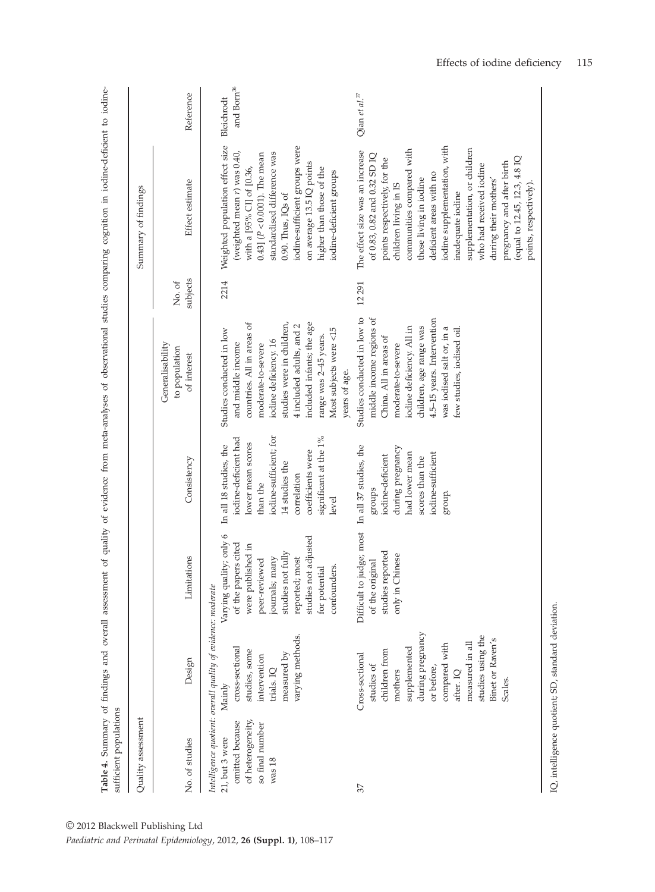**Table 4.** Summary of findings and overall assessment of quality of evidence from meta-analyses of observational studies comparing cognition in iodine-deficient to iodine-sufficient populations

| Quality assessment | | | | | Summary of findings | | |
|---|---|---|---|---|---|---|---|
| No. of studies | Design | Limitations | Consistency | Generalisability to population of interest | No. of subjects | Effect estimate | Reference |
| *Intelligence quotient: overall quality of evidence: moderate* | | | | | | | |
| 21, but 3 were omitted because of heterogeneity, so final number was 18 | Mainly cross-sectional studies, some intervention trials. IQ measured by varying methods. | Varying quality; only 6 of the papers cited were published in peer-reviewed journals; many studies not fully reported; most studies not adjusted for potential confounders. | In all 18 studies, the iodine-deficient had lower mean scores than the iodine-sufficient; for 14 studies the correlation coefficients were significant at the 1% level | Studies conducted in low and middle income countries. All in areas of moderate-to-severe iodine deficiency. 16 studies were in children, 4 included adults, and 2 included infants; the age range was 2–45 years. Most subjects were <15 years of age. | 2214 | Weighted population effect size (weighted mean *r*) was 0.40, with a [95% CI] of [0.36, 0.43] ($P < 0.0001$). The mean standardised difference was 0.90. Thus, IQs of iodine-sufficient groups were on average 13.5 IQ points higher than those of the iodine-deficient groups | Bleichrodt and Born[36] |
| 37 | Cross-sectional studies of children from mothers supplemented during pregnancy or before, compared with after. IQ measured in all studies using the Binet or Raven's Scales. | Difficult to judge; most of the original studies reported only in Chinese | In all 37 studies, the groups iodine-deficient during pregnancy had lower mean scores than the iodine-sufficient group. | Studies conducted in low to middle income regions of China. All in areas of moderate-to-severe iodine deficiency. All in children, age range was 4.5–15 years. Intervention was iodised salt or, in a few studies, iodised oil. | 12 291 | The effect size was an increase of 0.83, 0.82 and 0.32 SD IQ points respectively, for the children living in IS communities compared with those living in iodine deficient areas with no iodine supplementation, with inadequate iodine supplementation, or children who had received iodine during their mothers' pregnancy and after birth (equal to 12.45, 12.3, 4.8 IQ points, respectively). | Qian *et al.*[37] |

IQ, intelligence quotient; SD, standard deviation.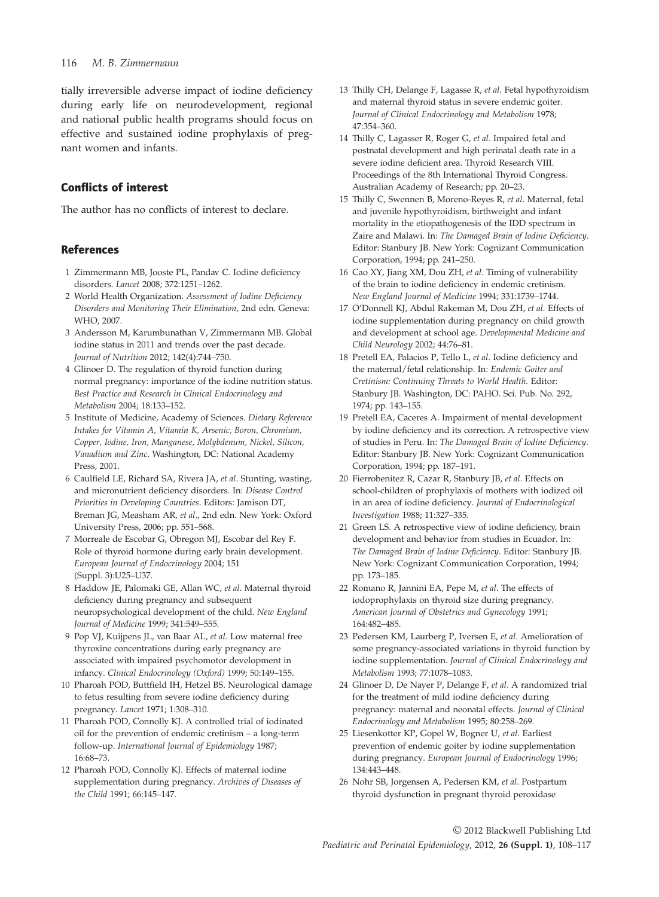tially irreversible adverse impact of iodine deficiency during early life on neurodevelopment, regional and national public health programs should focus on effective and sustained iodine prophylaxis of pregnant women and infants.

## Conflicts of interest

The author has no conflicts of interest to declare.

## References

1 Zimmermann MB, Jooste PL, Pandav C. Iodine deficiency disorders. *Lancet* 2008; 372:1251–1262.

2 World Health Organization. *Assessment of Iodine Deficiency Disorders and Monitoring Their Elimination*, 2nd edn. Geneva: WHO, 2007.

3 Andersson M, Karumbunathan V, Zimmermann MB. Global iodine status in 2011 and trends over the past decade. *Journal of Nutrition* 2012; 142(4):744–750.

4 Glinoer D. The regulation of thyroid function during normal pregnancy: importance of the iodine nutrition status. *Best Practice and Research in Clinical Endocrinology and Metabolism* 2004; 18:133–152.

5 Institute of Medicine, Academy of Sciences. *Dietary Reference Intakes for Vitamin A, Vitamin K, Arsenic, Boron, Chromium, Copper, Iodine, Iron, Manganese, Molybdenum, Nickel, Silicon, Vanadium and Zinc*. Washington, DC: National Academy Press, 2001.

6 Caulfield LE, Richard SA, Rivera JA, *et al*. Stunting, wasting, and micronutrient deficiency disorders. In: *Disease Control Priorities in Developing Countries*. Editors: Jamison DT, Breman JG, Measham AR, *et al*., 2nd edn. New York: Oxford University Press, 2006; pp. 551–568.

7 Morreale de Escobar G, Obregon MJ, Escobar del Rey F. Role of thyroid hormone during early brain development. *European Journal of Endocrinology* 2004; 151 (Suppl. 3):U25–U37.

8 Haddow JE, Palomaki GE, Allan WC, *et al*. Maternal thyroid deficiency during pregnancy and subsequent neuropsychological development of the child. *New England Journal of Medicine* 1999; 341:549–555.

9 Pop VJ, Kuijpens JL, van Baar AL, *et al*. Low maternal free thyroxine concentrations during early pregnancy are associated with impaired psychomotor development in infancy. *Clinical Endocrinology (Oxford)* 1999; 50:149–155.

10 Pharoah POD, Buttfield IH, Hetzel BS. Neurological damage to fetus resulting from severe iodine deficiency during pregnancy. *Lancet* 1971; 1:308–310.

11 Pharoah POD, Connolly KJ. A controlled trial of iodinated oil for the prevention of endemic cretinism – a long-term follow-up. *International Journal of Epidemiology* 1987; 16:68–73.

12 Pharoah POD, Connolly KJ. Effects of maternal iodine supplementation during pregnancy. *Archives of Diseases of the Child* 1991; 66:145–147.

13 Thilly CH, Delange F, Lagasse R, *et al*. Fetal hypothyroidism and maternal thyroid status in severe endemic goiter. *Journal of Clinical Endocrinology and Metabolism* 1978; 47:354–360.

14 Thilly C, Lagasser R, Roger G, *et al*. Impaired fetal and postnatal development and high perinatal death rate in a severe iodine deficient area. Thyroid Research VIII. Proceedings of the 8th International Thyroid Congress. Australian Academy of Research; pp. 20–23.

15 Thilly C, Swennen B, Moreno-Reyes R, *et al*. Maternal, fetal and juvenile hypothyroidism, birthweight and infant mortality in the etiopathogenesis of the IDD spectrum in Zaire and Malawi. In: *The Damaged Brain of Iodine Deficiency*. Editor: Stanbury JB. New York: Cognizant Communication Corporation, 1994; pp. 241–250.

16 Cao XY, Jiang XM, Dou ZH, *et al*. Timing of vulnerability of the brain to iodine deficiency in endemic cretinism. *New England Journal of Medicine* 1994; 331:1739–1744.

17 O'Donnell KJ, Abdul Rakeman M, Dou ZH, *et al*. Effects of iodine supplementation during pregnancy on child growth and development at school age. *Developmental Medicine and Child Neurology* 2002; 44:76–81.

18 Pretell EA, Palacios P, Tello L, *et al*. Iodine deficiency and the maternal/fetal relationship. In: *Endemic Goiter and Cretinism: Continuing Threats to World Health*. Editor: Stanbury JB. Washington, DC: PAHO. Sci. Pub. No. 292, 1974; pp. 143–155.

19 Pretell EA, Caceres A. Impairment of mental development by iodine deficiency and its correction. A retrospective view of studies in Peru. In: *The Damaged Brain of Iodine Deficiency*. Editor: Stanbury JB. New York: Cognizant Communication Corporation, 1994; pp. 187–191.

20 Fierrobenitez R, Cazar R, Stanbury JB, *et al*. Effects on school-children of prophylaxis of mothers with iodized oil in an area of iodine deficiency. *Journal of Endocrinological Investigation* 1988; 11:327–335.

21 Green LS. A retrospective view of iodine deficiency, brain development and behavior from studies in Ecuador. In: *The Damaged Brain of Iodine Deficiency*. Editor: Stanbury JB. New York: Cognizant Communication Corporation, 1994; pp. 173–185.

22 Romano R, Jannini EA, Pepe M, *et al*. The effects of iodoprophylaxis on thyroid size during pregnancy. *American Journal of Obstetrics and Gynecology* 1991; 164:482–485.

23 Pedersen KM, Laurberg P, Iversen E, *et al*. Amelioration of some pregnancy-associated variations in thyroid function by iodine supplementation. *Journal of Clinical Endocrinology and Metabolism* 1993; 77:1078–1083.

24 Glinoer D, De Nayer P, Delange F, *et al*. A randomized trial for the treatment of mild iodine deficiency during pregnancy: maternal and neonatal effects. *Journal of Clinical Endocrinology and Metabolism* 1995; 80:258–269.

25 Liesenkotter KP, Gopel W, Bogner U, *et al*. Earliest prevention of endemic goiter by iodine supplementation during pregnancy. *European Journal of Endocrinology* 1996; 134:443–448.

26 Nohr SB, Jorgensen A, Pedersen KM, *et al*. Postpartum thyroid dysfunction in pregnant thyroid peroxidase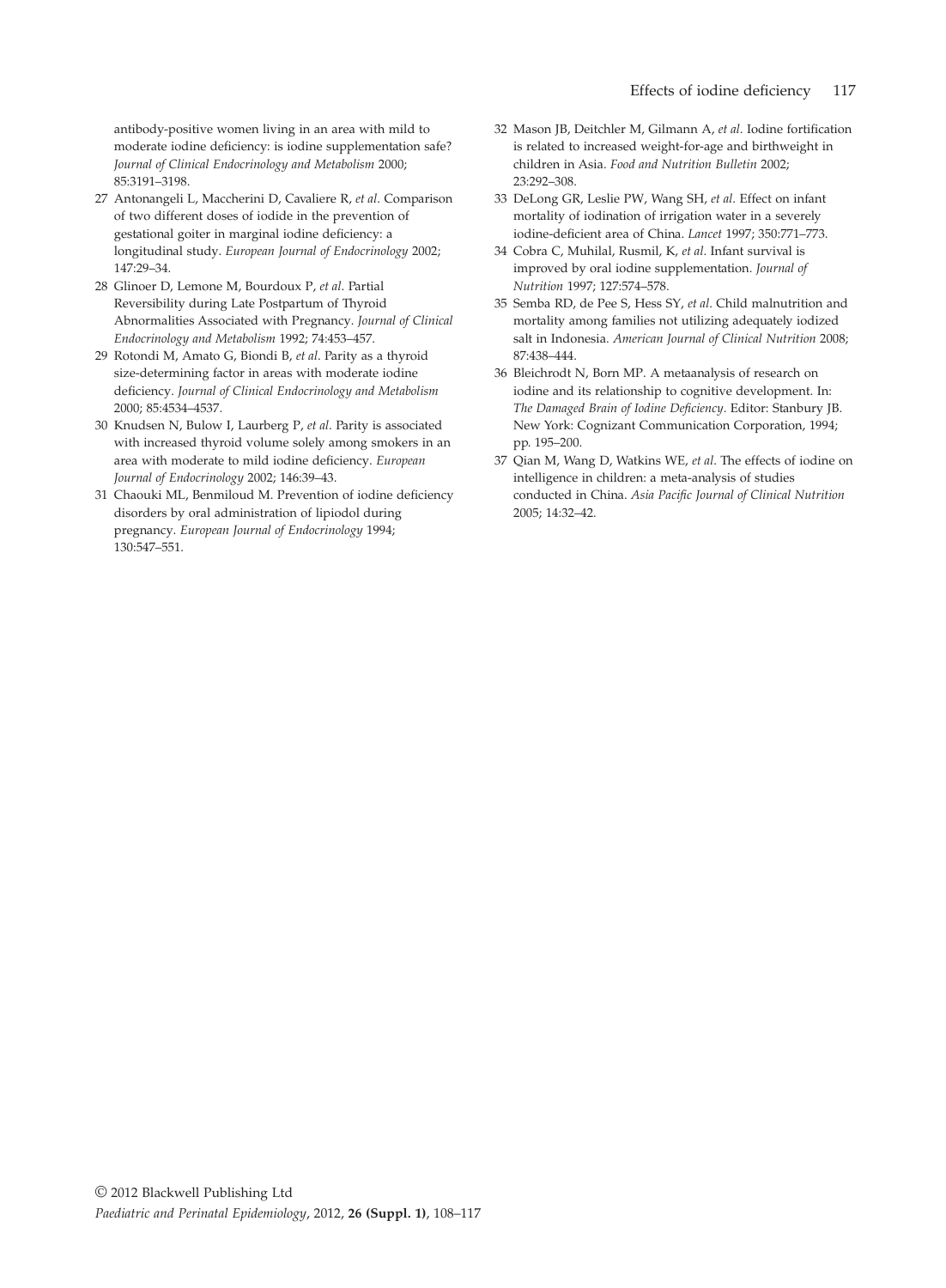antibody-positive women living in an area with mild to moderate iodine deficiency: is iodine supplementation safe? *Journal of Clinical Endocrinology and Metabolism* 2000; 85:3191–3198.

27 Antonangeli L, Maccherini D, Cavaliere R, *et al*. Comparison of two different doses of iodide in the prevention of gestational goiter in marginal iodine deficiency: a longitudinal study. *European Journal of Endocrinology* 2002; 147:29–34.

28 Glinoer D, Lemone M, Bourdoux P, *et al*. Partial Reversibility during Late Postpartum of Thyroid Abnormalities Associated with Pregnancy. *Journal of Clinical Endocrinology and Metabolism* 1992; 74:453–457.

29 Rotondi M, Amato G, Biondi B, *et al*. Parity as a thyroid size-determining factor in areas with moderate iodine deficiency. *Journal of Clinical Endocrinology and Metabolism* 2000; 85:4534–4537.

30 Knudsen N, Bulow I, Laurberg P, *et al*. Parity is associated with increased thyroid volume solely among smokers in an area with moderate to mild iodine deficiency. *European Journal of Endocrinology* 2002; 146:39–43.

31 Chaouki ML, Benmiloud M. Prevention of iodine deficiency disorders by oral administration of lipiodol during pregnancy. *European Journal of Endocrinology* 1994; 130:547–551.

32 Mason JB, Deitchler M, Gilmann A, *et al*. Iodine fortification is related to increased weight-for-age and birthweight in children in Asia. *Food and Nutrition Bulletin* 2002; 23:292–308.

33 DeLong GR, Leslie PW, Wang SH, *et al*. Effect on infant mortality of iodination of irrigation water in a severely iodine-deficient area of China. *Lancet* 1997; 350:771–773.

34 Cobra C, Muhilal, Rusmil, K, *et al*. Infant survival is improved by oral iodine supplementation. *Journal of Nutrition* 1997; 127:574–578.

35 Semba RD, de Pee S, Hess SY, *et al*. Child malnutrition and mortality among families not utilizing adequately iodized salt in Indonesia. *American Journal of Clinical Nutrition* 2008; 87:438–444.

36 Bleichrodt N, Born MP. A metaanalysis of research on iodine and its relationship to cognitive development. In: *The Damaged Brain of Iodine Deficiency*. Editor: Stanbury JB. New York: Cognizant Communication Corporation, 1994; pp. 195–200.

37 Qian M, Wang D, Watkins WE, *et al*. The effects of iodine on intelligence in children: a meta-analysis of studies conducted in China. *Asia Pacific Journal of Clinical Nutrition* 2005; 14:32–42.